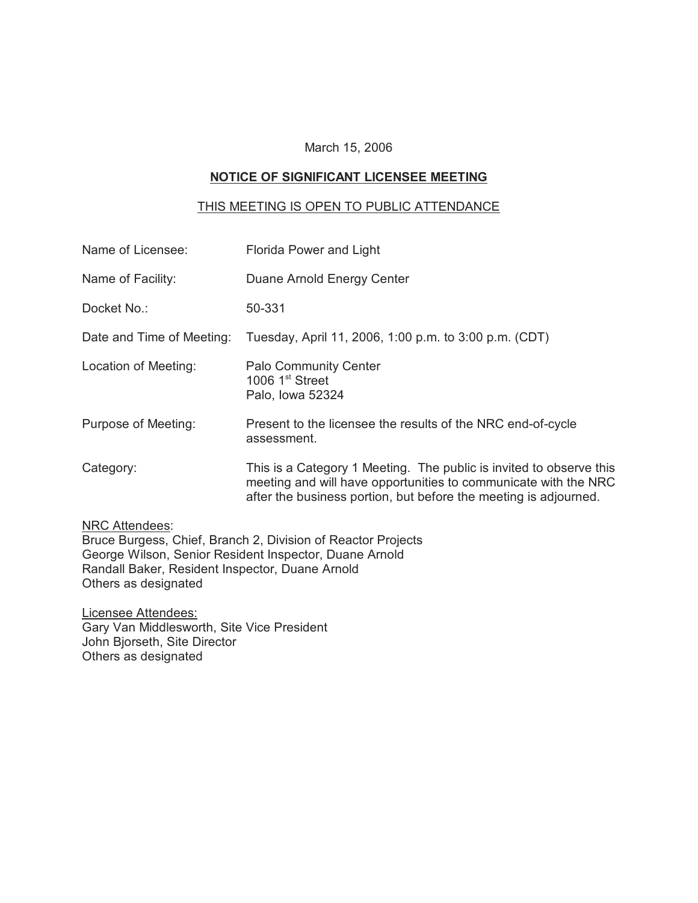March 15, 2006

**NOTICE OF SIGNIFICANT LICENSEE MEETING**

THIS MEETING IS OPEN TO PUBLIC ATTENDANCE

| | |
|---|---|
| Name of Licensee: | Florida Power and Light |
| Name of Facility: | Duane Arnold Energy Center |
| Docket No.: | 50-331 |
| Date and Time of Meeting: | Tuesday, April 11, 2006, 1:00 p.m. to 3:00 p.m. (CDT) |
| Location of Meeting: | Palo Community Center<br>1006 1st Street<br>Palo, Iowa 52324 |
| Purpose of Meeting: | Present to the licensee the results of the NRC end-of-cycle assessment. |
| Category: | This is a Category 1 Meeting. The public is invited to observe this meeting and will have opportunities to communicate with the NRC after the business portion, but before the meeting is adjourned. |

NRC Attendees:
Bruce Burgess, Chief, Branch 2, Division of Reactor Projects
George Wilson, Senior Resident Inspector, Duane Arnold
Randall Baker, Resident Inspector, Duane Arnold
Others as designated

Licensee Attendees:
Gary Van Middlesworth, Site Vice President
John Bjorseth, Site Director
Others as designated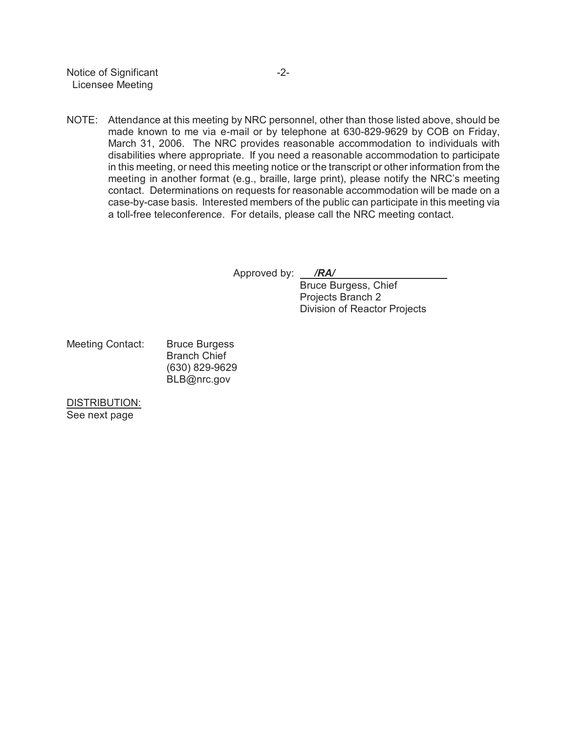NOTE: Attendance at this meeting by NRC personnel, other than those listed above, should be made known to me via e-mail or by telephone at 630-829-9629 by COB on Friday, March 31, 2006. The NRC provides reasonable accommodation to individuals with disabilities where appropriate. If you need a reasonable accommodation to participate in this meeting, or need this meeting notice or the transcript or other information from the meeting in another format (e.g., braille, large print), please notify the NRC's meeting contact. Determinations on requests for reasonable accommodation will be made on a case-by-case basis. Interested members of the public can participate in this meeting via a toll-free teleconference. For details, please call the NRC meeting contact.

Approved by: ***/RA/***
Bruce Burgess, Chief
Projects Branch 2
Division of Reactor Projects

Meeting Contact: Bruce Burgess
Branch Chief
(630) 829-9629
BLB@nrc.gov

DISTRIBUTION:
See next page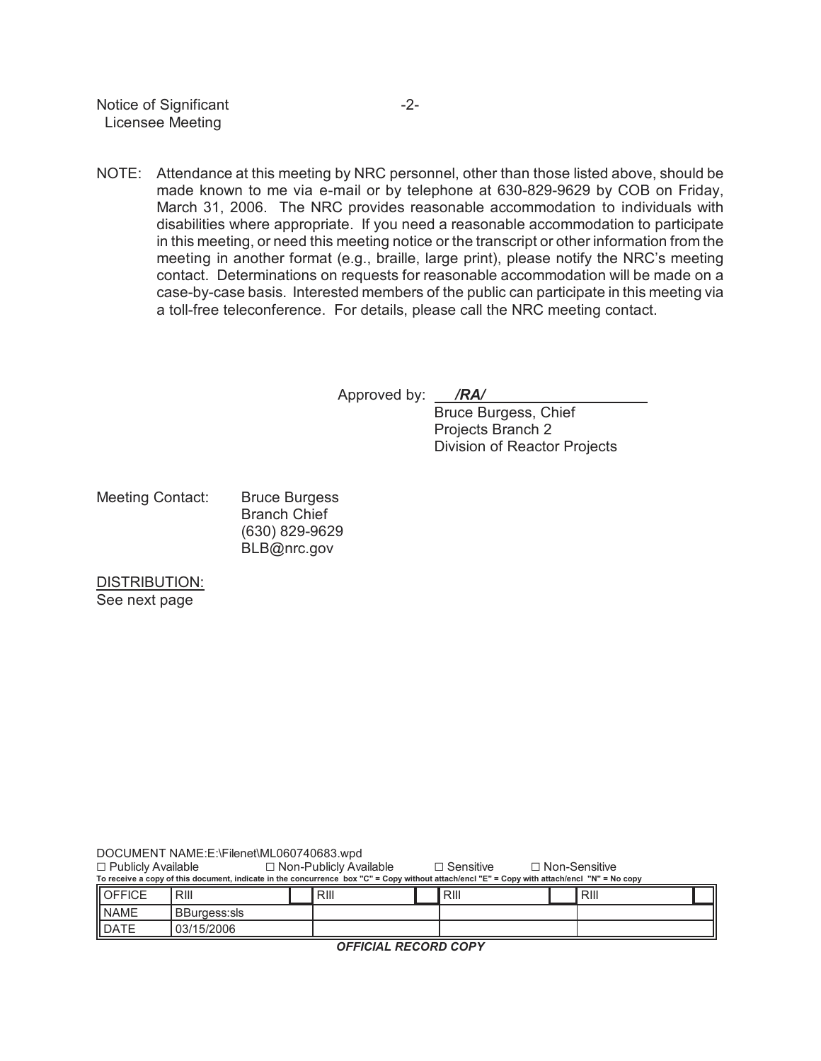NOTE: Attendance at this meeting by NRC personnel, other than those listed above, should be made known to me via e-mail or by telephone at 630-829-9629 by COB on Friday, March 31, 2006. The NRC provides reasonable accommodation to individuals with disabilities where appropriate. If you need a reasonable accommodation to participate in this meeting, or need this meeting notice or the transcript or other information from the meeting in another format (e.g., braille, large print), please notify the NRC's meeting contact. Determinations on requests for reasonable accommodation will be made on a case-by-case basis. Interested members of the public can participate in this meeting via a toll-free teleconference. For details, please call the NRC meeting contact.

Approved by: ***/RA/***
Bruce Burgess, Chief
Projects Branch 2
Division of Reactor Projects

Meeting Contact: Bruce Burgess
Branch Chief
(630) 829-9629
BLB@nrc.gov

DISTRIBUTION:
See next page

DOCUMENT NAME:E:\Filenet\ML060740683.wpd

☐ Publicly Available ☐ Non-Publicly Available ☐ Sensitive ☐ Non-Sensitive

**To receive a copy of this document, indicate in the concurrence box "C" = Copy without attach/encl "E" = Copy with attach/encl "N" = No copy**

| | | | | | | | | |
|---|---|---|---|---|---|---|---|---|
| OFFICE | RIII | | RIII | | RIII | | RIII | |
| NAME | BBurgess:sls | | | | | | | |
| DATE | 03/15/2006 | | | | | | | |

***OFFICIAL RECORD COPY***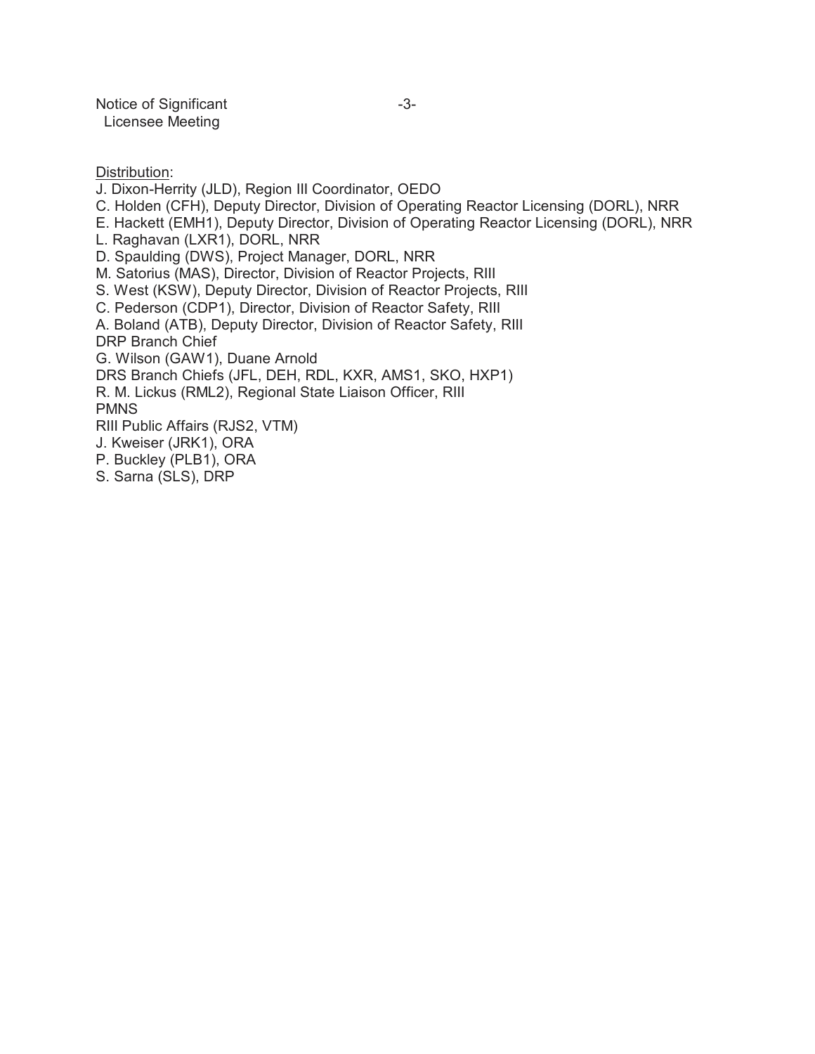Distribution:

J. Dixon-Herrity (JLD), Region III Coordinator, OEDO
C. Holden (CFH), Deputy Director, Division of Operating Reactor Licensing (DORL), NRR
E. Hackett (EMH1), Deputy Director, Division of Operating Reactor Licensing (DORL), NRR
L. Raghavan (LXR1), DORL, NRR
D. Spaulding (DWS), Project Manager, DORL, NRR
M. Satorius (MAS), Director, Division of Reactor Projects, RIII
S. West (KSW), Deputy Director, Division of Reactor Projects, RIII
C. Pederson (CDP1), Director, Division of Reactor Safety, RIII
A. Boland (ATB), Deputy Director, Division of Reactor Safety, RIII
DRP Branch Chief
G. Wilson (GAW1), Duane Arnold
DRS Branch Chiefs (JFL, DEH, RDL, KXR, AMS1, SKO, HXP1)
R. M. Lickus (RML2), Regional State Liaison Officer, RIII
PMNS
RIII Public Affairs (RJS2, VTM)
J. Kweiser (JRK1), ORA
P. Buckley (PLB1), ORA
S. Sarna (SLS), DRP